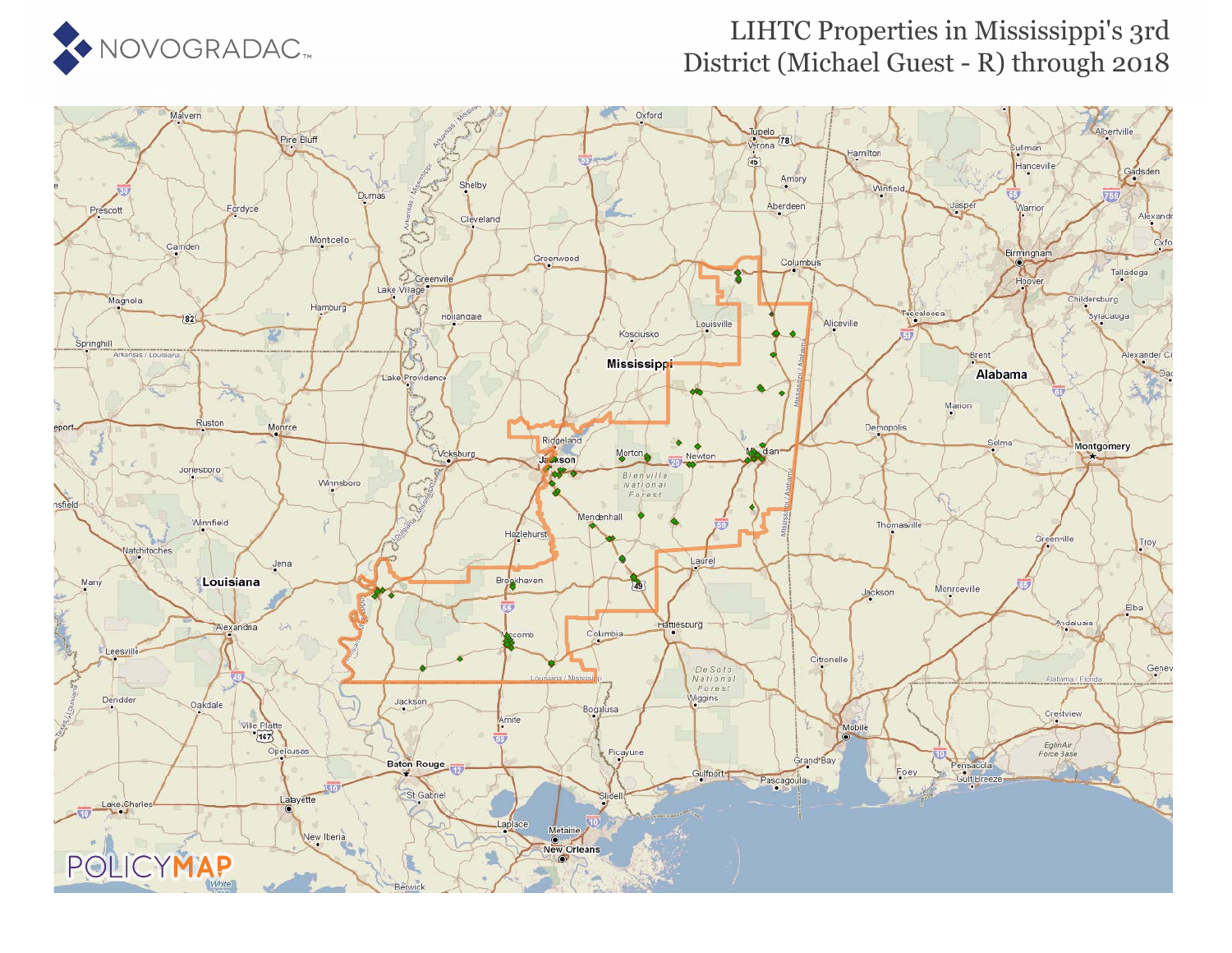# LIHTC Properties in Mississippi's 3rd District (Michael Guest - R) through 2018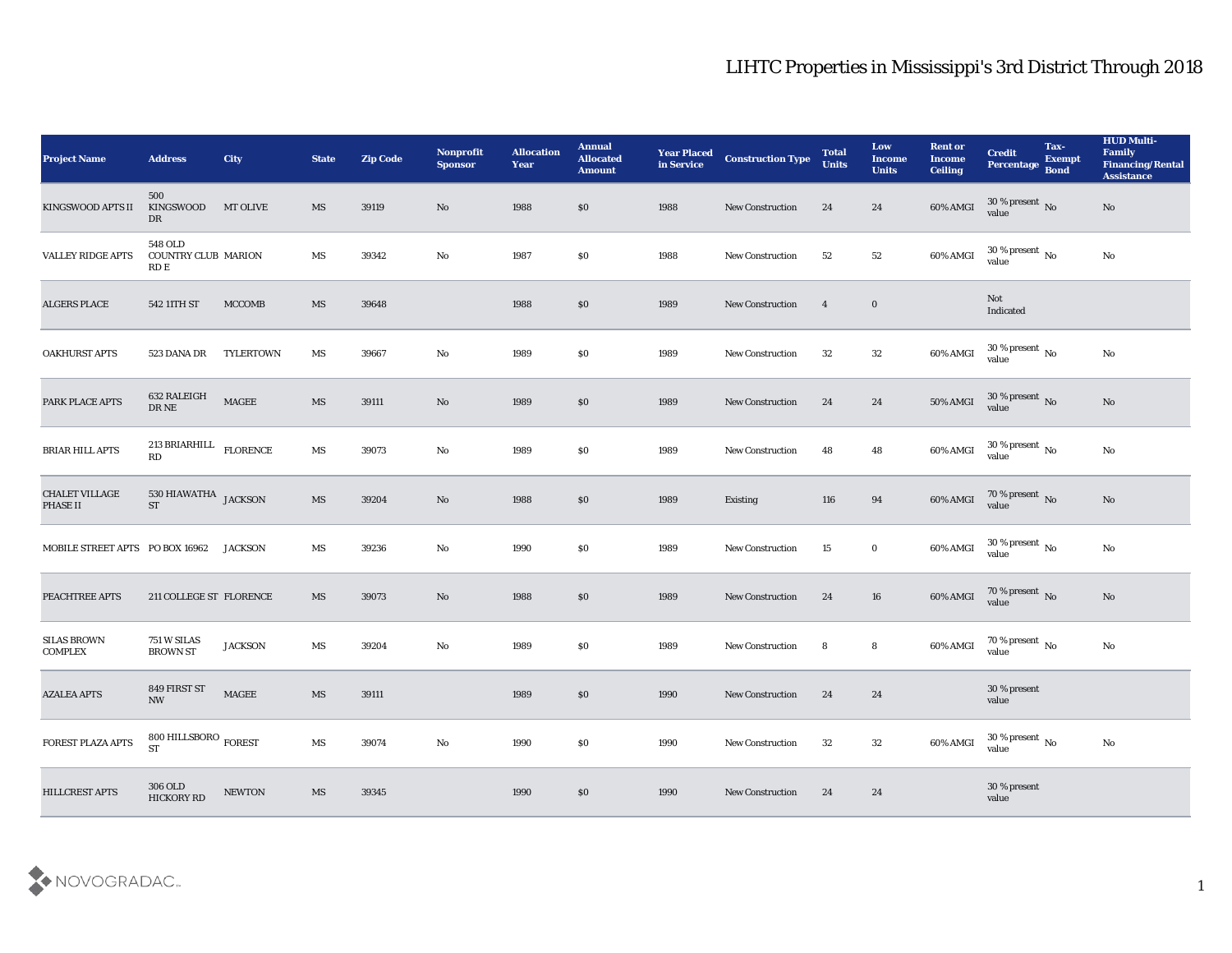# LIHTC Properties in Mississippi's 3rd District Through 2018

| Project Name | Address | City | State | Zip Code | Nonprofit Sponsor | Allocation Year | Annual Allocated Amount | Year Placed in Service | Construction Type | Total Units | Low Income Units | Rent or Income Ceiling | Credit Percentage | Tax-Exempt Bond | HUD Multi-Family Financing/Rental Assistance |
|---|---|---|---|---|---|---|---|---|---|---|---|---|---|---|---|
| KINGSWOOD APTS II | 500 KINGSWOOD DR | MT OLIVE | MS | 39119 | No | 1988 | $0 | 1988 | New Construction | 24 | 24 | 60% AMGI | 30 % present value | No | No |
| VALLEY RIDGE APTS | 548 OLD COUNTRY CLUB RD E | MARION | MS | 39342 | No | 1987 | $0 | 1988 | New Construction | 52 | 52 | 60% AMGI | 30 % present value | No | No |
| ALGERS PLACE | 542 11TH ST | MCCOMB | MS | 39648 | | 1988 | $0 | 1989 | New Construction | 4 | 0 | | Not Indicated | | |
| OAKHURST APTS | 523 DANA DR | TYLERTOWN | MS | 39667 | No | 1989 | $0 | 1989 | New Construction | 32 | 32 | 60% AMGI | 30 % present value | No | No |
| PARK PLACE APTS | 632 RALEIGH DR NE | MAGEE | MS | 39111 | No | 1989 | $0 | 1989 | New Construction | 24 | 24 | 50% AMGI | 30 % present value | No | No |
| BRIAR HILL APTS | 213 BRIARHILL RD | FLORENCE | MS | 39073 | No | 1989 | $0 | 1989 | New Construction | 48 | 48 | 60% AMGI | 30 % present value | No | No |
| CHALET VILLAGE PHASE II | 530 HIAWATHA ST | JACKSON | MS | 39204 | No | 1988 | $0 | 1989 | Existing | 116 | 94 | 60% AMGI | 70 % present value | No | No |
| MOBILE STREET APTS | PO BOX 16962 | JACKSON | MS | 39236 | No | 1990 | $0 | 1989 | New Construction | 15 | 0 | 60% AMGI | 30 % present value | No | No |
| PEACHTREE APTS | 211 COLLEGE ST | FLORENCE | MS | 39073 | No | 1988 | $0 | 1989 | New Construction | 24 | 16 | 60% AMGI | 70 % present value | No | No |
| SILAS BROWN COMPLEX | 751 W SILAS BROWN ST | JACKSON | MS | 39204 | No | 1989 | $0 | 1989 | New Construction | 8 | 8 | 60% AMGI | 70 % present value | No | No |
| AZALEA APTS | 849 FIRST ST NW | MAGEE | MS | 39111 | | 1989 | $0 | 1990 | New Construction | 24 | 24 | | 30 % present value | | |
| FOREST PLAZA APTS | 800 HILLSBORO ST | FOREST | MS | 39074 | No | 1990 | $0 | 1990 | New Construction | 32 | 32 | 60% AMGI | 30 % present value | No | No |
| HILLCREST APTS | 306 OLD HICKORY RD | NEWTON | MS | 39345 | | 1990 | $0 | 1990 | New Construction | 24 | 24 | | 30 % present value | | |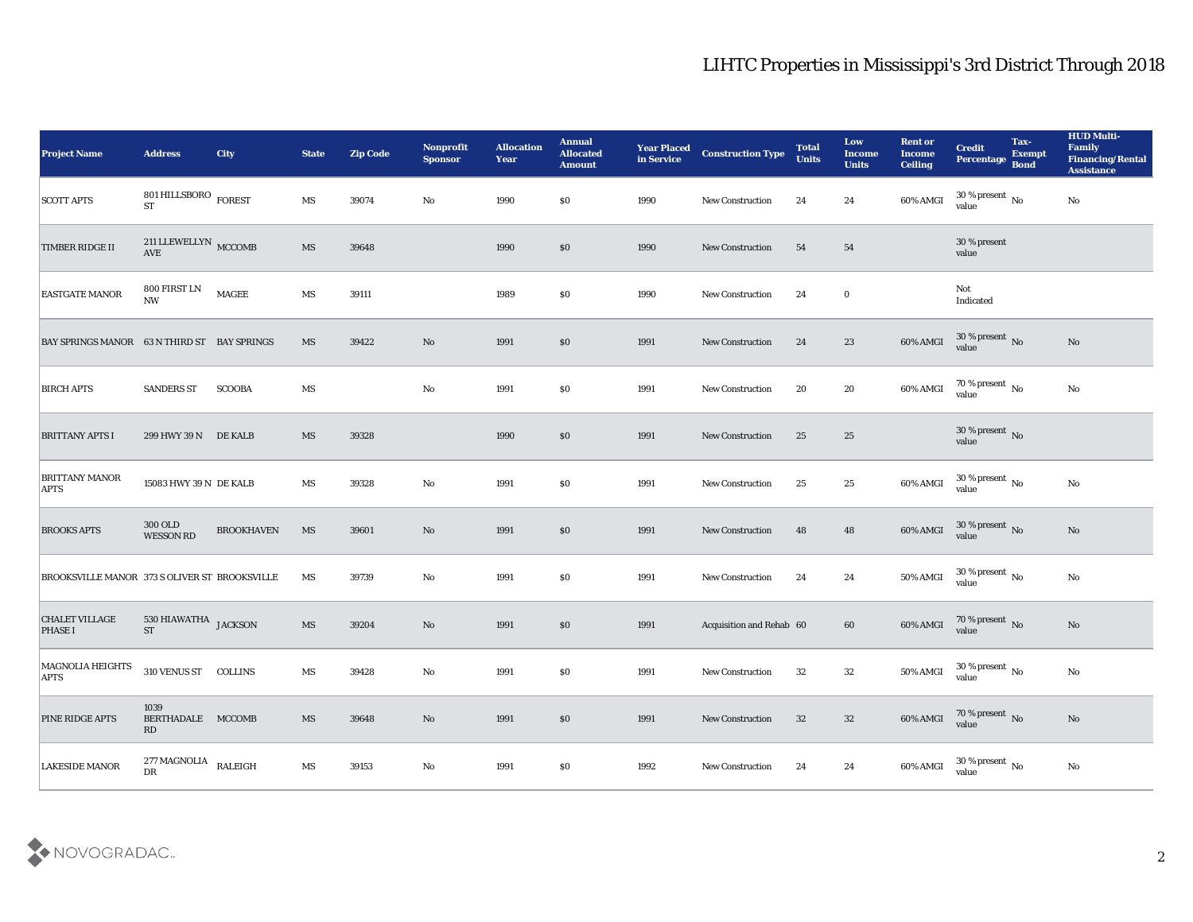# LIHTC Properties in Mississippi's 3rd District Through 2018

| Project Name | Address | City | State | Zip Code | Nonprofit Sponsor | Allocation Year | Annual Allocated Amount | Year Placed in Service | Construction Type | Total Units | Low Income Units | Rent or Income Ceiling | Credit Percentage | Tax-Exempt Bond | HUD Multi-Family Financing/Rental Assistance |
|---|---|---|---|---|---|---|---|---|---|---|---|---|---|---|---|
| SCOTT APTS | 801 HILLSBORO ST | FOREST | MS | 39074 | No | 1990 | $0 | 1990 | New Construction | 24 | 24 | 60% AMGI | 30 % present value | No | No |
| TIMBER RIDGE II | 211 LLEWELLYN AVE | MCCOMB | MS | 39648 | | 1990 | $0 | 1990 | New Construction | 54 | 54 | | 30 % present value | | |
| EASTGATE MANOR | 800 FIRST LN NW | MAGEE | MS | 39111 | | 1989 | $0 | 1990 | New Construction | 24 | 0 | | Not Indicated | | |
| BAY SPRINGS MANOR | 63 N THIRD ST | BAY SPRINGS | MS | 39422 | No | 1991 | $0 | 1991 | New Construction | 24 | 23 | 60% AMGI | 30 % present value | No | No |
| BIRCH APTS | SANDERS ST | SCOOBA | MS | | No | 1991 | $0 | 1991 | New Construction | 20 | 20 | 60% AMGI | 70 % present value | No | No |
| BRITTANY APTS I | 299 HWY 39 N | DE KALB | MS | 39328 | | 1990 | $0 | 1991 | New Construction | 25 | 25 | | 30 % present value | No | |
| BRITTANY MANOR APTS | 15083 HWY 39 N | DE KALB | MS | 39328 | No | 1991 | $0 | 1991 | New Construction | 25 | 25 | 60% AMGI | 30 % present value | No | No |
| BROOKS APTS | 300 OLD WESSON RD | BROOKHAVEN | MS | 39601 | No | 1991 | $0 | 1991 | New Construction | 48 | 48 | 60% AMGI | 30 % present value | No | No |
| BROOKSVILLE MANOR | 373 S OLIVER ST | BROOKSVILLE | MS | 39739 | No | 1991 | $0 | 1991 | New Construction | 24 | 24 | 50% AMGI | 30 % present value | No | No |
| CHALET VILLAGE PHASE I | 530 HIAWATHA ST | JACKSON | MS | 39204 | No | 1991 | $0 | 1991 | Acquisition and Rehab | 60 | 60 | 60% AMGI | 70 % present value | No | No |
| MAGNOLIA HEIGHTS APTS | 310 VENUS ST | COLLINS | MS | 39428 | No | 1991 | $0 | 1991 | New Construction | 32 | 32 | 50% AMGI | 30 % present value | No | No |
| PINE RIDGE APTS | 1039 BERTHADALE RD | MCCOMB | MS | 39648 | No | 1991 | $0 | 1991 | New Construction | 32 | 32 | 60% AMGI | 70 % present value | No | No |
| LAKESIDE MANOR | 277 MAGNOLIA DR | RALEIGH | MS | 39153 | No | 1991 | $0 | 1992 | New Construction | 24 | 24 | 60% AMGI | 30 % present value | No | No |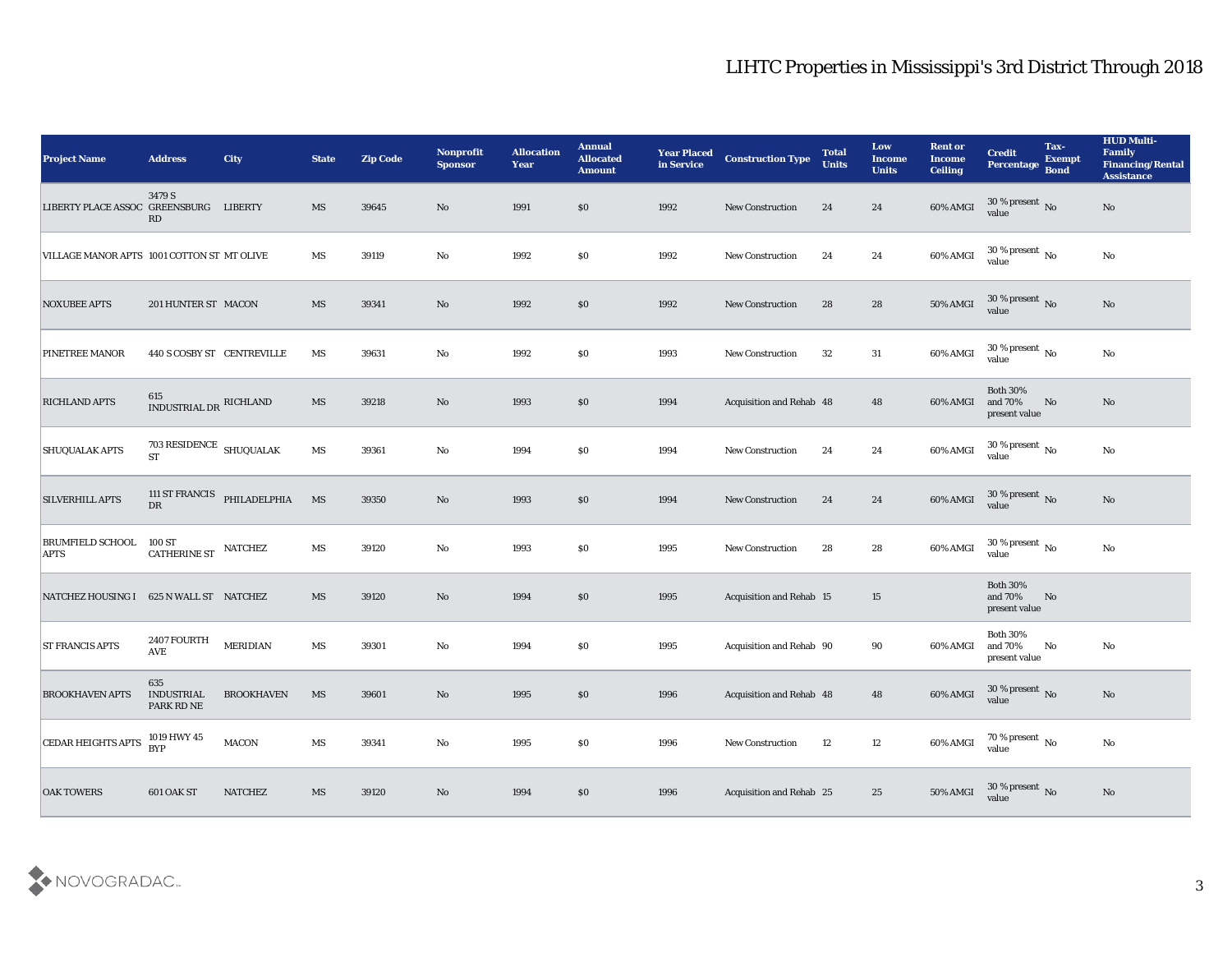# LIHTC Properties in Mississippi's 3rd District Through 2018

| Project Name | Address | City | State | Zip Code | Nonprofit Sponsor | Allocation Year | Annual Allocated Amount | Year Placed in Service | Construction Type | Total Units | Low Income Units | Rent or Income Ceiling | Credit Percentage | Tax-Exempt Bond | HUD Multi-Family Financing/Rental Assistance |
|---|---|---|---|---|---|---|---|---|---|---|---|---|---|---|---|
| LIBERTY PLACE ASSOC | 3479 S GREENSBURG RD | LIBERTY | MS | 39645 | No | 1991 | $0 | 1992 | New Construction | 24 | 24 | 60% AMGI | 30 % present value | No | No |
| VILLAGE MANOR APTS | 1001 COTTON ST | MT OLIVE | MS | 39119 | No | 1992 | $0 | 1992 | New Construction | 24 | 24 | 60% AMGI | 30 % present value | No | No |
| NOXUBEE APTS | 201 HUNTER ST | MACON | MS | 39341 | No | 1992 | $0 | 1992 | New Construction | 28 | 28 | 50% AMGI | 30 % present value | No | No |
| PINETREE MANOR | 440 S COSBY ST | CENTREVILLE | MS | 39631 | No | 1992 | $0 | 1993 | New Construction | 32 | 31 | 60% AMGI | 30 % present value | No | No |
| RICHLAND APTS | 615 INDUSTRIAL DR | RICHLAND | MS | 39218 | No | 1993 | $0 | 1994 | Acquisition and Rehab | 48 | 48 | 60% AMGI | Both 30% and 70% present value | No | No |
| SHUQUALAK APTS | 703 RESIDENCE ST | SHUQUALAK | MS | 39361 | No | 1994 | $0 | 1994 | New Construction | 24 | 24 | 60% AMGI | 30 % present value | No | No |
| SILVERHILL APTS | 111 ST FRANCIS DR | PHILADELPHIA | MS | 39350 | No | 1993 | $0 | 1994 | New Construction | 24 | 24 | 60% AMGI | 30 % present value | No | No |
| BRUMFIELD SCHOOL APTS | 100 ST CATHERINE ST | NATCHEZ | MS | 39120 | No | 1993 | $0 | 1995 | New Construction | 28 | 28 | 60% AMGI | 30 % present value | No | No |
| NATCHEZ HOUSING I | 625 N WALL ST | NATCHEZ | MS | 39120 | No | 1994 | $0 | 1995 | Acquisition and Rehab | 15 | 15 | | Both 30% and 70% present value | No | |
| ST FRANCIS APTS | 2407 FOURTH AVE | MERIDIAN | MS | 39301 | No | 1994 | $0 | 1995 | Acquisition and Rehab | 90 | 90 | 60% AMGI | Both 30% and 70% present value | No | No |
| BROOKHAVEN APTS | 635 INDUSTRIAL PARK RD NE | BROOKHAVEN | MS | 39601 | No | 1995 | $0 | 1996 | Acquisition and Rehab | 48 | 48 | 60% AMGI | 30 % present value | No | No |
| CEDAR HEIGHTS APTS | 1019 HWY 45 BYP | MACON | MS | 39341 | No | 1995 | $0 | 1996 | New Construction | 12 | 12 | 60% AMGI | 70 % present value | No | No |
| OAK TOWERS | 601 OAK ST | NATCHEZ | MS | 39120 | No | 1994 | $0 | 1996 | Acquisition and Rehab | 25 | 25 | 50% AMGI | 30 % present value | No | No |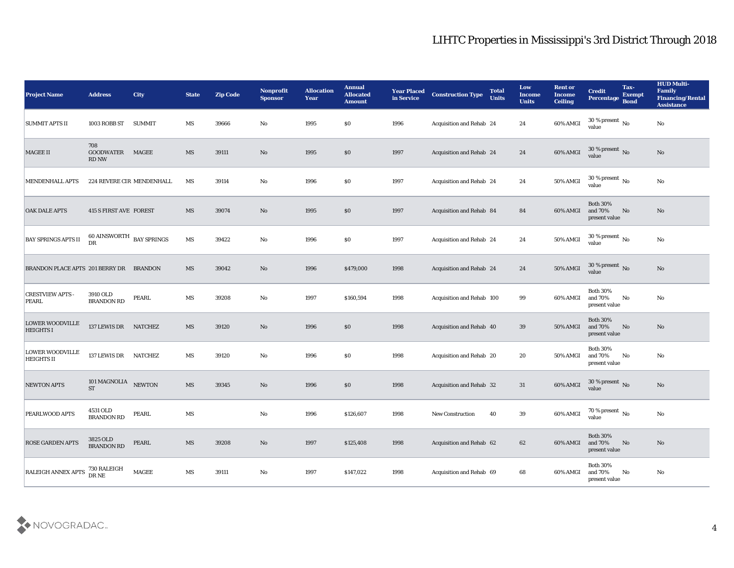# LIHTC Properties in Mississippi's 3rd District Through 2018

| Project Name | Address | City | State | Zip Code | Nonprofit Sponsor | Allocation Year | Annual Allocated Amount | Year Placed in Service | Construction Type | Total Units | Low Income Units | Rent or Income Ceiling | Credit Percentage | Tax-Exempt Bond | HUD Multi-Family Financing/Rental Assistance |
|---|---|---|---|---|---|---|---|---|---|---|---|---|---|---|---|
| SUMMIT APTS II | 1003 ROBB ST | SUMMIT | MS | 39666 | No | 1995 | $0 | 1996 | Acquisition and Rehab | 24 | 24 | 60% AMGI | 30 % present value | No | No |
| MAGEE II | 708 GOODWATER RD NW | MAGEE | MS | 39111 | No | 1995 | $0 | 1997 | Acquisition and Rehab | 24 | 24 | 60% AMGI | 30 % present value | No | No |
| MENDENHALL APTS | 224 REVERE CIR | MENDENHALL | MS | 39114 | No | 1996 | $0 | 1997 | Acquisition and Rehab | 24 | 24 | 50% AMGI | 30 % present value | No | No |
| OAK DALE APTS | 415 S FIRST AVE | FOREST | MS | 39074 | No | 1995 | $0 | 1997 | Acquisition and Rehab | 84 | 84 | 60% AMGI | Both 30% and 70% present value | No | No |
| BAY SPRINGS APTS II | 60 AINSWORTH DR | BAY SPRINGS | MS | 39422 | No | 1996 | $0 | 1997 | Acquisition and Rehab | 24 | 24 | 50% AMGI | 30 % present value | No | No |
| BRANDON PLACE APTS | 201 BERRY DR | BRANDON | MS | 39042 | No | 1996 | $479,000 | 1998 | Acquisition and Rehab | 24 | 24 | 50% AMGI | 30 % present value | No | No |
| CRESTVIEW APTS - PEARL | 3910 OLD BRANDON RD | PEARL | MS | 39208 | No | 1997 | $160,594 | 1998 | Acquisition and Rehab | 100 | 99 | 60% AMGI | Both 30% and 70% present value | No | No |
| LOWER WOODVILLE HEIGHTS I | 137 LEWIS DR | NATCHEZ | MS | 39120 | No | 1996 | $0 | 1998 | Acquisition and Rehab | 40 | 39 | 50% AMGI | Both 30% and 70% present value | No | No |
| LOWER WOODVILLE HEIGHTS II | 137 LEWIS DR | NATCHEZ | MS | 39120 | No | 1996 | $0 | 1998 | Acquisition and Rehab | 20 | 20 | 50% AMGI | Both 30% and 70% present value | No | No |
| NEWTON APTS | 101 MAGNOLIA ST | NEWTON | MS | 39345 | No | 1996 | $0 | 1998 | Acquisition and Rehab | 32 | 31 | 60% AMGI | 30 % present value | No | No |
| PEARLWOOD APTS | 4531 OLD BRANDON RD | PEARL | MS | | No | 1996 | $126,607 | 1998 | New Construction | 40 | 39 | 60% AMGI | 70 % present value | No | No |
| ROSE GARDEN APTS | 3825 OLD BRANDON RD | PEARL | MS | 39208 | No | 1997 | $125,408 | 1998 | Acquisition and Rehab | 62 | 62 | 60% AMGI | Both 30% and 70% present value | No | No |
| RALEIGH ANNEX APTS | 730 RALEIGH DR NE | MAGEE | MS | 39111 | No | 1997 | $147,022 | 1998 | Acquisition and Rehab | 69 | 68 | 60% AMGI | Both 30% and 70% present value | No | No |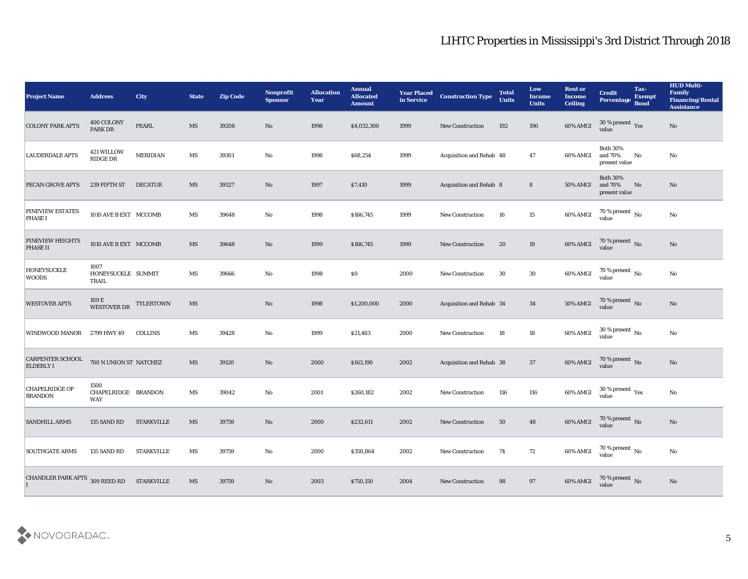## LIHTC Properties in Mississippi's 3rd District Through 2018

| Project Name | Address | City | State | Zip Code | Nonprofit Sponsor | Allocation Year | Annual Allocated Amount | Year Placed in Service | Construction Type | Total Units | Low Income Units | Rent or Income Ceiling | Credit Percentage | Tax-Exempt Bond | HUD Multi-Family Financing/Rental Assistance |
|---|---|---|---|---|---|---|---|---|---|---|---|---|---|---|---|
| COLONY PARK APTS | 400 COLONY PARK DR | PEARL | MS | 39208 | No | 1998 | $4,032,300 | 1999 | New Construction | 192 | 190 | 60% AMGI | 30 % present value | Yes | No |
| LAUDERDALE APTS | 421 WILLOW RIDGE DR | MERIDIAN | MS | 39301 | No | 1998 | $68,254 | 1999 | Acquisition and Rehab | 48 | 47 | 60% AMGI | Both 30% and 70% present value | No | No |
| PECAN GROVE APTS | 239 FIFTH ST | DECATUR | MS | 39327 | No | 1997 | $7,410 | 1999 | Acquisition and Rehab | 8 | 8 | 50% AMGI | Both 30% and 70% present value | No | No |
| PINEVIEW ESTATES PHASE I | 1010 AVE B EXT | MCCOMB | MS | 39648 | No | 1998 | $166,745 | 1999 | New Construction | 16 | 15 | 60% AMGI | 70 % present value | No | No |
| PINEVIEW HEIGHTS PHASE II | 1010 AVE B EXT | MCCOMB | MS | 39648 | No | 1999 | $166,745 | 1999 | New Construction | 20 | 19 | 60% AMGI | 70 % present value | No | No |
| HONEYSUCKLE WOODS | 1007 HONEYSUCKLE TRAIL | SUMMIT | MS | 39666 | No | 1998 | $0 | 2000 | New Construction | 30 | 30 | 60% AMGI | 70 % present value | No | No |
| WESTOVER APTS | 109 E WESTOVER DR | TYLERTOWN | MS | | No | 1998 | $1,200,000 | 2000 | Acquisition and Rehab | 34 | 34 | 50% AMGI | 70 % present value | No | No |
| WINDWOOD MANOR | 2799 HWY 49 | COLLINS | MS | 39428 | No | 1999 | $21,483 | 2000 | New Construction | 18 | 18 | 60% AMGI | 30 % present value | No | No |
| CARPENTER SCHOOL ELDERLY I | 700 N UNION ST | NATCHEZ | MS | 39120 | No | 2000 | $163,190 | 2002 | Acquisition and Rehab | 38 | 37 | 60% AMGI | 70 % present value | No | No |
| CHAPELRIDGE OF BRANDON | 1500 CHAPELRIDGE WAY | BRANDON | MS | 39042 | No | 2001 | $260,182 | 2002 | New Construction | 116 | 116 | 60% AMGI | 30 % present value | Yes | No |
| SANDHILL ARMS | 135 SAND RD | STARKVILLE | MS | 39759 | No | 2000 | $232,611 | 2002 | New Construction | 50 | 48 | 60% AMGI | 70 % present value | No | No |
| SOUTHGATE ARMS | 135 SAND RD | STARKVILLE | MS | 39759 | No | 2000 | $350,864 | 2002 | New Construction | 74 | 72 | 60% AMGI | 70 % present value | No | No |
| CHANDLER PARK APTS I | 309 REED RD | STARKVILLE | MS | 39759 | No | 2003 | $750,150 | 2004 | New Construction | 98 | 97 | 60% AMGI | 70 % present value | No | No |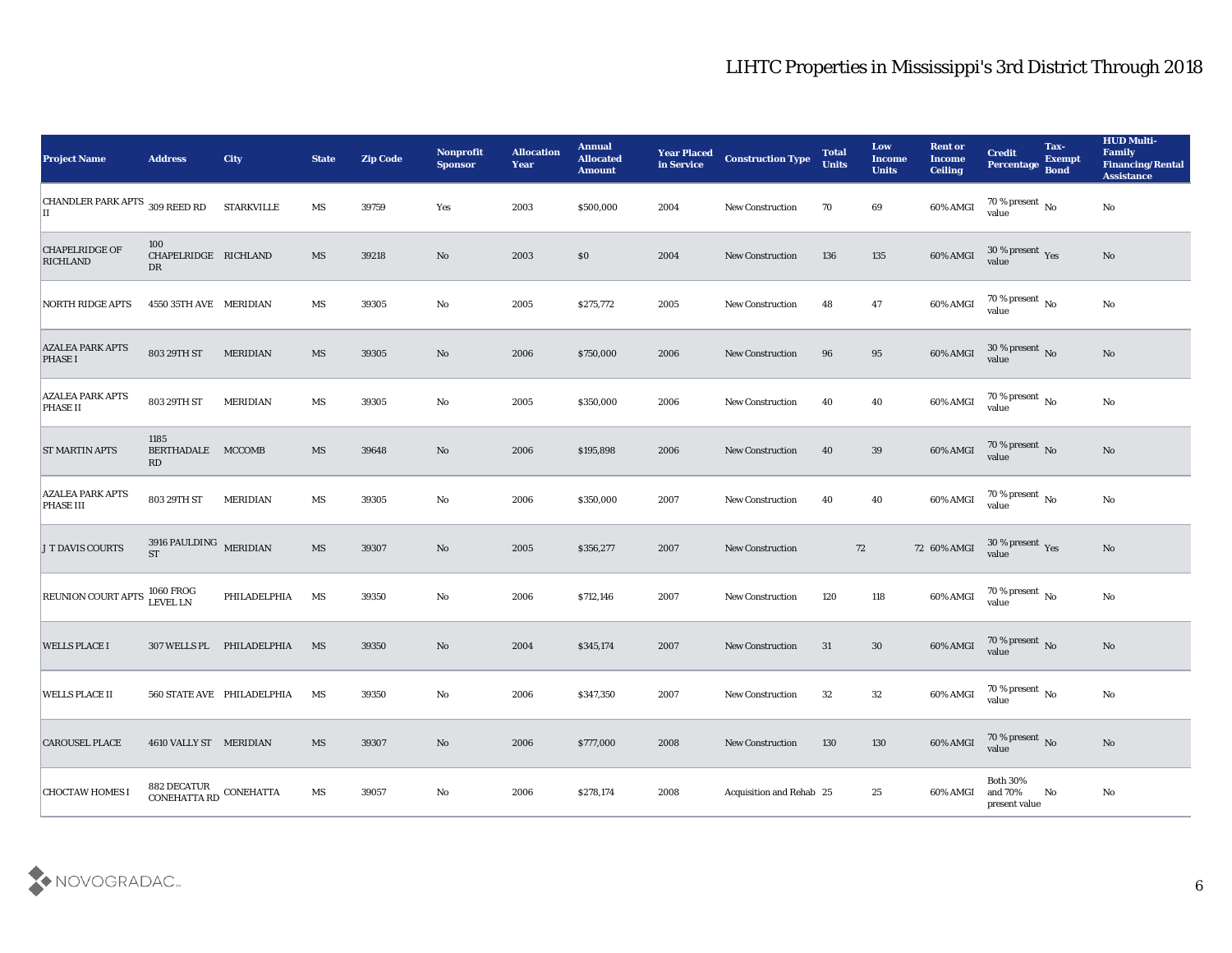# LIHTC Properties in Mississippi's 3rd District Through 2018

| Project Name | Address | City | State | Zip Code | Nonprofit Sponsor | Allocation Year | Annual Allocated Amount | Year Placed in Service | Construction Type | Total Units | Low Income Units | Rent or Income Ceiling | Credit Percentage | Tax-Exempt Bond | HUD Multi-Family Financing/Rental Assistance |
|---|---|---|---|---|---|---|---|---|---|---|---|---|---|---|---|
| CHANDLER PARK APTS II | 309 REED RD | STARKVILLE | MS | 39759 | Yes | 2003 | $500,000 | 2004 | New Construction | 70 | 69 | 60% AMGI | 70 % present value | No | No |
| CHAPELRIDGE OF RICHLAND | 100 CHAPELRIDGE DR | RICHLAND | MS | 39218 | No | 2003 | $0 | 2004 | New Construction | 136 | 135 | 60% AMGI | 30 % present value | Yes | No |
| NORTH RIDGE APTS | 4550 35TH AVE | MERIDIAN | MS | 39305 | No | 2005 | $275,772 | 2005 | New Construction | 48 | 47 | 60% AMGI | 70 % present value | No | No |
| AZALEA PARK APTS PHASE I | 803 29TH ST | MERIDIAN | MS | 39305 | No | 2006 | $750,000 | 2006 | New Construction | 96 | 95 | 60% AMGI | 30 % present value | No | No |
| AZALEA PARK APTS PHASE II | 803 29TH ST | MERIDIAN | MS | 39305 | No | 2005 | $350,000 | 2006 | New Construction | 40 | 40 | 60% AMGI | 70 % present value | No | No |
| ST MARTIN APTS | 1185 BERTHADALE RD | MCCOMB | MS | 39648 | No | 2006 | $195,898 | 2006 | New Construction | 40 | 39 | 60% AMGI | 70 % present value | No | No |
| AZALEA PARK APTS PHASE III | 803 29TH ST | MERIDIAN | MS | 39305 | No | 2006 | $350,000 | 2007 | New Construction | 40 | 40 | 60% AMGI | 70 % present value | No | No |
| J T DAVIS COURTS | 3916 PAULDING ST | MERIDIAN | MS | 39307 | No | 2005 | $356,277 | 2007 | New Construction | 72 | 72 | 60% AMGI | 30 % present value | Yes | No |
| REUNION COURT APTS | 1060 FROG LEVEL LN | PHILADELPHIA | MS | 39350 | No | 2006 | $712,146 | 2007 | New Construction | 120 | 118 | 60% AMGI | 70 % present value | No | No |
| WELLS PLACE I | 307 WELLS PL | PHILADELPHIA | MS | 39350 | No | 2004 | $345,174 | 2007 | New Construction | 31 | 30 | 60% AMGI | 70 % present value | No | No |
| WELLS PLACE II | 560 STATE AVE | PHILADELPHIA | MS | 39350 | No | 2006 | $347,350 | 2007 | New Construction | 32 | 32 | 60% AMGI | 70 % present value | No | No |
| CAROUSEL PLACE | 4610 VALLY ST | MERIDIAN | MS | 39307 | No | 2006 | $777,000 | 2008 | New Construction | 130 | 130 | 60% AMGI | 70 % present value | No | No |
| CHOCTAW HOMES I | 882 DECATUR CONEHATTA RD | CONEHATTA | MS | 39057 | No | 2006 | $278,174 | 2008 | Acquisition and Rehab | 25 | 25 | 60% AMGI | Both 30% and 70% present value | No | No |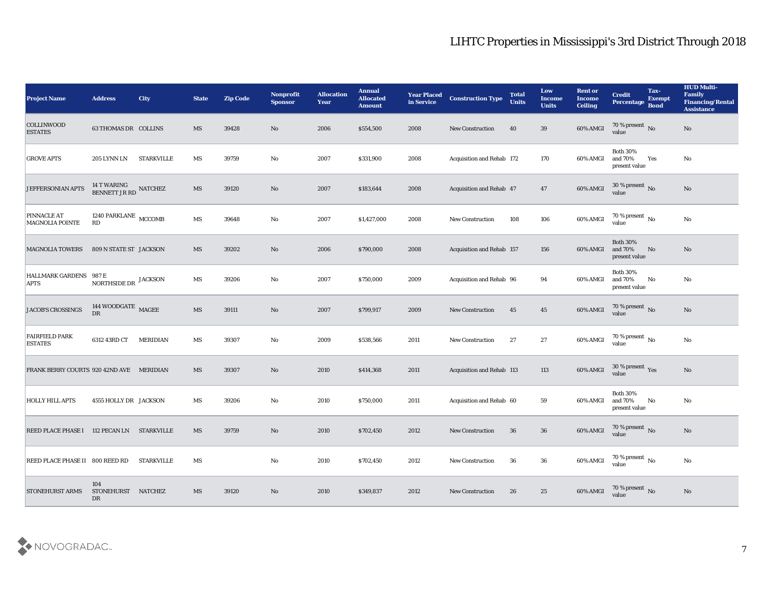# LIHTC Properties in Mississippi's 3rd District Through 2018

| Project Name | Address | City | State | Zip Code | Nonprofit Sponsor | Allocation Year | Annual Allocated Amount | Year Placed in Service | Construction Type | Total Units | Low Income Units | Rent or Income Ceiling | Credit Percentage | Tax-Exempt Bond | HUD Multi-Family Financing/Rental Assistance |
|---|---|---|---|---|---|---|---|---|---|---|---|---|---|---|---|
| COLLINWOOD ESTATES | 63 THOMAS DR | COLLINS | MS | 39428 | No | 2006 | $554,500 | 2008 | New Construction | 40 | 39 | 60% AMGI | 70 % present value | No | No |
| GROVE APTS | 205 LYNN LN | STARKVILLE | MS | 39759 | No | 2007 | $331,900 | 2008 | Acquisition and Rehab | 172 | 170 | 60% AMGI | Both 30% and 70% present value | Yes | No |
| JEFFERSONIAN APTS | 14 T WARING BENNETT J R RD | NATCHEZ | MS | 39120 | No | 2007 | $183,644 | 2008 | Acquisition and Rehab | 47 | 47 | 60% AMGI | 30 % present value | No | No |
| PINNACLE AT MAGNOLIA POINTE | 1240 PARKLANE RD | MCCOMB | MS | 39648 | No | 2007 | $1,427,000 | 2008 | New Construction | 108 | 106 | 60% AMGI | 70 % present value | No | No |
| MAGNOLIA TOWERS | 809 N STATE ST | JACKSON | MS | 39202 | No | 2006 | $790,000 | 2008 | Acquisition and Rehab | 157 | 156 | 60% AMGI | Both 30% and 70% present value | No | No |
| HALLMARK GARDENS APTS | 987 E NORTHSIDE DR | JACKSON | MS | 39206 | No | 2007 | $750,000 | 2009 | Acquisition and Rehab | 96 | 94 | 60% AMGI | Both 30% and 70% present value | No | No |
| JACOB'S CROSSINGS | 144 WOODGATE DR | MAGEE | MS | 39111 | No | 2007 | $799,917 | 2009 | New Construction | 45 | 45 | 60% AMGI | 70 % present value | No | No |
| FAIRFIELD PARK ESTATES | 6312 43RD CT | MERIDIAN | MS | 39307 | No | 2009 | $538,566 | 2011 | New Construction | 27 | 27 | 60% AMGI | 70 % present value | No | No |
| FRANK BERRY COURTS | 920 42ND AVE | MERIDIAN | MS | 39307 | No | 2010 | $414,368 | 2011 | Acquisition and Rehab | 113 | 113 | 60% AMGI | 30 % present value | Yes | No |
| HOLLY HILL APTS | 4555 HOLLY DR | JACKSON | MS | 39206 | No | 2010 | $750,000 | 2011 | Acquisition and Rehab | 60 | 59 | 60% AMGI | Both 30% and 70% present value | No | No |
| REED PLACE PHASE I | 112 PECAN LN | STARKVILLE | MS | 39759 | No | 2010 | $702,450 | 2012 | New Construction | 36 | 36 | 60% AMGI | 70 % present value | No | No |
| REED PLACE PHASE II | 800 REED RD | STARKVILLE | MS | | No | 2010 | $702,450 | 2012 | New Construction | 36 | 36 | 60% AMGI | 70 % present value | No | No |
| STONEHURST ARMS | 104 STONEHURST DR | NATCHEZ | MS | 39120 | No | 2010 | $349,837 | 2012 | New Construction | 26 | 25 | 60% AMGI | 70 % present value | No | No |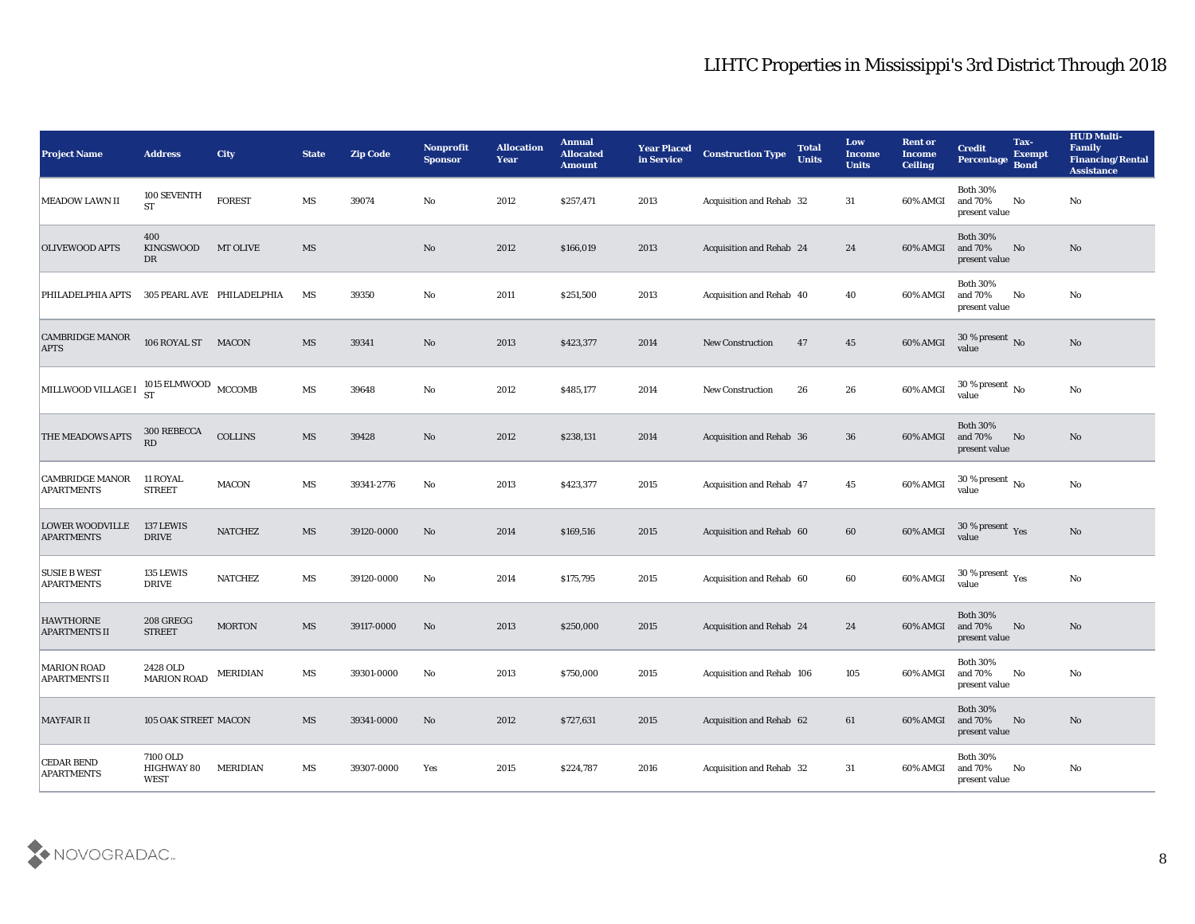# LIHTC Properties in Mississippi's 3rd District Through 2018

| Project Name | Address | City | State | Zip Code | Nonprofit Sponsor | Allocation Year | Annual Allocated Amount | Year Placed in Service | Construction Type | Total Units | Low Income Units | Rent or Income Ceiling | Credit Percentage | Tax-Exempt Bond | HUD Multi-Family Financing/Rental Assistance |
|---|---|---|---|---|---|---|---|---|---|---|---|---|---|---|---|
| MEADOW LAWN II | 100 SEVENTH ST | FOREST | MS | 39074 | No | 2012 | $257,471 | 2013 | Acquisition and Rehab | 32 | 31 | 60% AMGI | Both 30% and 70% present value | No | No |
| OLIVEWOOD APTS | 400 KINGSWOOD DR | MT OLIVE | MS | | No | 2012 | $166,019 | 2013 | Acquisition and Rehab | 24 | 24 | 60% AMGI | Both 30% and 70% present value | No | No |
| PHILADELPHIA APTS | 305 PEARL AVE | PHILADELPHIA | MS | 39350 | No | 2011 | $251,500 | 2013 | Acquisition and Rehab | 40 | 40 | 60% AMGI | Both 30% and 70% present value | No | No |
| CAMBRIDGE MANOR APTS | 106 ROYAL ST | MACON | MS | 39341 | No | 2013 | $423,377 | 2014 | New Construction | 47 | 45 | 60% AMGI | 30 % present value | No | No |
| MILLWOOD VILLAGE I | 1015 ELMWOOD ST | MCCOMB | MS | 39648 | No | 2012 | $485,177 | 2014 | New Construction | 26 | 26 | 60% AMGI | 30 % present value | No | No |
| THE MEADOWS APTS | 300 REBECCA RD | COLLINS | MS | 39428 | No | 2012 | $238,131 | 2014 | Acquisition and Rehab | 36 | 36 | 60% AMGI | Both 30% and 70% present value | No | No |
| CAMBRIDGE MANOR APARTMENTS | 11 ROYAL STREET | MACON | MS | 39341-2776 | No | 2013 | $423,377 | 2015 | Acquisition and Rehab | 47 | 45 | 60% AMGI | 30 % present value | No | No |
| LOWER WOODVILLE APARTMENTS | 137 LEWIS DRIVE | NATCHEZ | MS | 39120-0000 | No | 2014 | $169,516 | 2015 | Acquisition and Rehab | 60 | 60 | 60% AMGI | 30 % present value | Yes | No |
| SUSIE B WEST APARTMENTS | 135 LEWIS DRIVE | NATCHEZ | MS | 39120-0000 | No | 2014 | $175,795 | 2015 | Acquisition and Rehab | 60 | 60 | 60% AMGI | 30 % present value | Yes | No |
| HAWTHORNE APARTMENTS II | 208 GREGG STREET | MORTON | MS | 39117-0000 | No | 2013 | $250,000 | 2015 | Acquisition and Rehab | 24 | 24 | 60% AMGI | Both 30% and 70% present value | No | No |
| MARION ROAD APARTMENTS II | 2428 OLD MARION ROAD | MERIDIAN | MS | 39301-0000 | No | 2013 | $750,000 | 2015 | Acquisition and Rehab | 106 | 105 | 60% AMGI | Both 30% and 70% present value | No | No |
| MAYFAIR II | 105 OAK STREET | MACON | MS | 39341-0000 | No | 2012 | $727,631 | 2015 | Acquisition and Rehab | 62 | 61 | 60% AMGI | Both 30% and 70% present value | No | No |
| CEDAR BEND APARTMENTS | 7100 OLD HIGHWAY 80 WEST | MERIDIAN | MS | 39307-0000 | Yes | 2015 | $224,787 | 2016 | Acquisition and Rehab | 32 | 31 | 60% AMGI | Both 30% and 70% present value | No | No |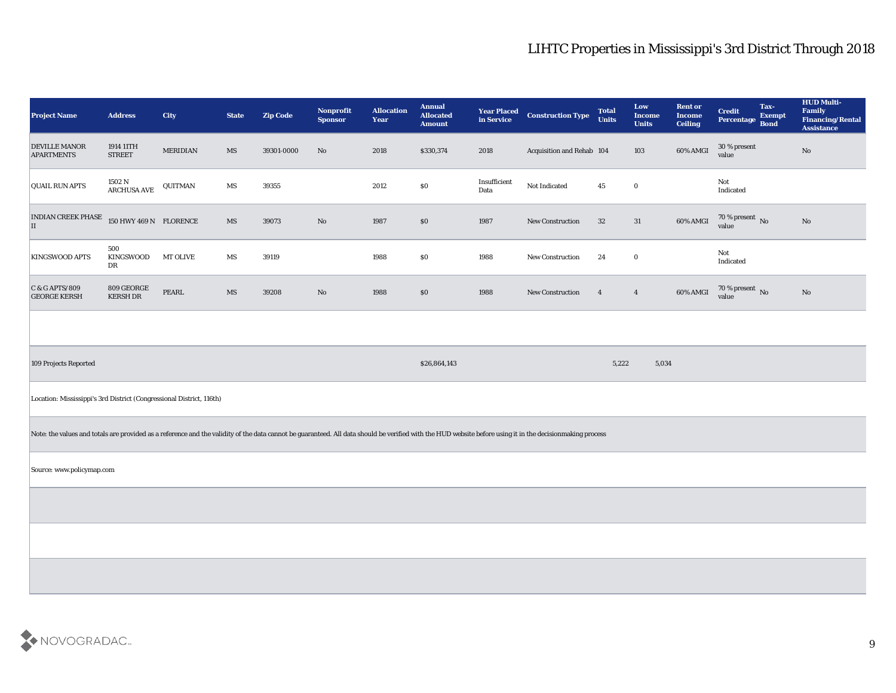# LIHTC Properties in Mississippi's 3rd District Through 2018

| Project Name | Address | City | State | Zip Code | Nonprofit Sponsor | Allocation Year | Annual Allocated Amount | Year Placed in Service | Construction Type | Total Units | Low Income Units | Rent or Income Ceiling | Credit Percentage | Tax-Exempt Bond | HUD Multi-Family Financing/Rental Assistance |
|---|---|---|---|---|---|---|---|---|---|---|---|---|---|---|---|
| DEVILLE MANOR APARTMENTS | 1914 11TH STREET | MERIDIAN | MS | 39301-0000 | No | 2018 | $330,374 | 2018 | Acquisition and Rehab | 104 | 103 | 60% AMGI | 30 % present value | | No |
| QUAIL RUN APTS | 1502 N ARCHUSA AVE | QUITMAN | MS | 39355 | | 2012 | $0 | Insufficient Data | Not Indicated | 45 | 0 | | Not Indicated | | |
| INDIAN CREEK PHASE II | 150 HWY 469 N | FLORENCE | MS | 39073 | No | 1987 | $0 | 1987 | New Construction | 32 | 31 | 60% AMGI | 70 % present value | No | No |
| KINGSWOOD APTS | 500 KINGSWOOD DR | MT OLIVE | MS | 39119 | | 1988 | $0 | 1988 | New Construction | 24 | 0 | | Not Indicated | | |
| C & G APTS/809 GEORGE KERSH | 809 GEORGE KERSH DR | PEARL | MS | 39208 | No | 1988 | $0 | 1988 | New Construction | 4 | 4 | 60% AMGI | 70 % present value | No | No |
| | | | | | | | | | | | | | | | |
| 109 Projects Reported | | | | | | | $26,864,143 | | | 5,222 | 5,034 | | | | |

Location: Mississippi's 3rd District (Congressional District, 116th)

Note: the values and totals are provided as a reference and the validity of the data cannot be guaranteed. All data should be verified with the HUD website before using it in the decisionmaking process

Source: www.policymap.com